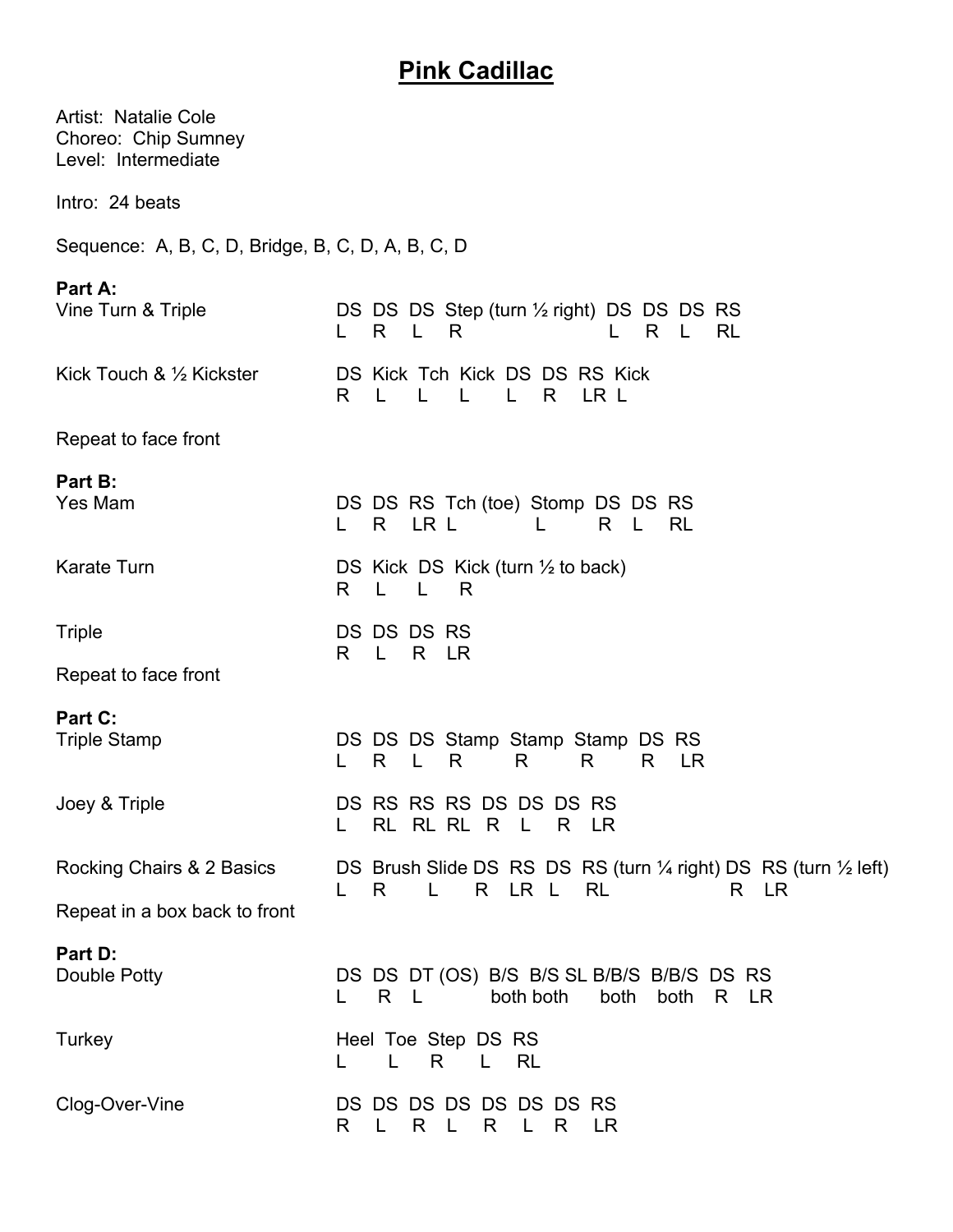# Pink Cadillac

Artist: Natalie Cole
Choreo: Chip Sumney
Level: Intermediate

Intro: 24 beats

Sequence: A, B, C, D, Bridge, B, C, D, A, B, C, D

**Part A:**

| | |
|---|---|
| Vine Turn & Triple | DS DS DS Step (turn ½ right) DS DS DS RS<br>L R L R L R L RL |
| Kick Touch & ½ Kickster | DS Kick Tch Kick DS DS RS Kick<br>R L L L L R LR L |

Repeat to face front

**Part B:**

| | |
|---|---|
| Yes Mam | DS DS RS Tch (toe) Stomp DS DS RS<br>L R LR L L R L RL |
| Karate Turn | DS Kick DS Kick (turn ½ to back)<br>R L L R |
| Triple | DS DS DS RS<br>R L R LR |

Repeat to face front

**Part C:**

| | |
|---|---|
| Triple Stamp | DS DS DS Stamp Stamp Stamp DS RS<br>L R L R R R R LR |
| Joey & Triple | DS RS RS RS DS DS DS RS<br>L RL RL RL R L R LR |
| Rocking Chairs & 2 Basics | DS Brush Slide DS RS DS RS (turn ¼ right) DS RS (turn ½ left)<br>L R L R LR L RL R LR |

Repeat in a box back to front

**Part D:**

| | |
|---|---|
| Double Potty | DS DS DT (OS) B/S B/S SL B/B/S B/B/S DS RS<br>L R L both both both both R LR |
| Turkey | Heel Toe Step DS RS<br>L L R L RL |
| Clog-Over-Vine | DS DS DS DS DS DS DS RS<br>R L R L R L R LR |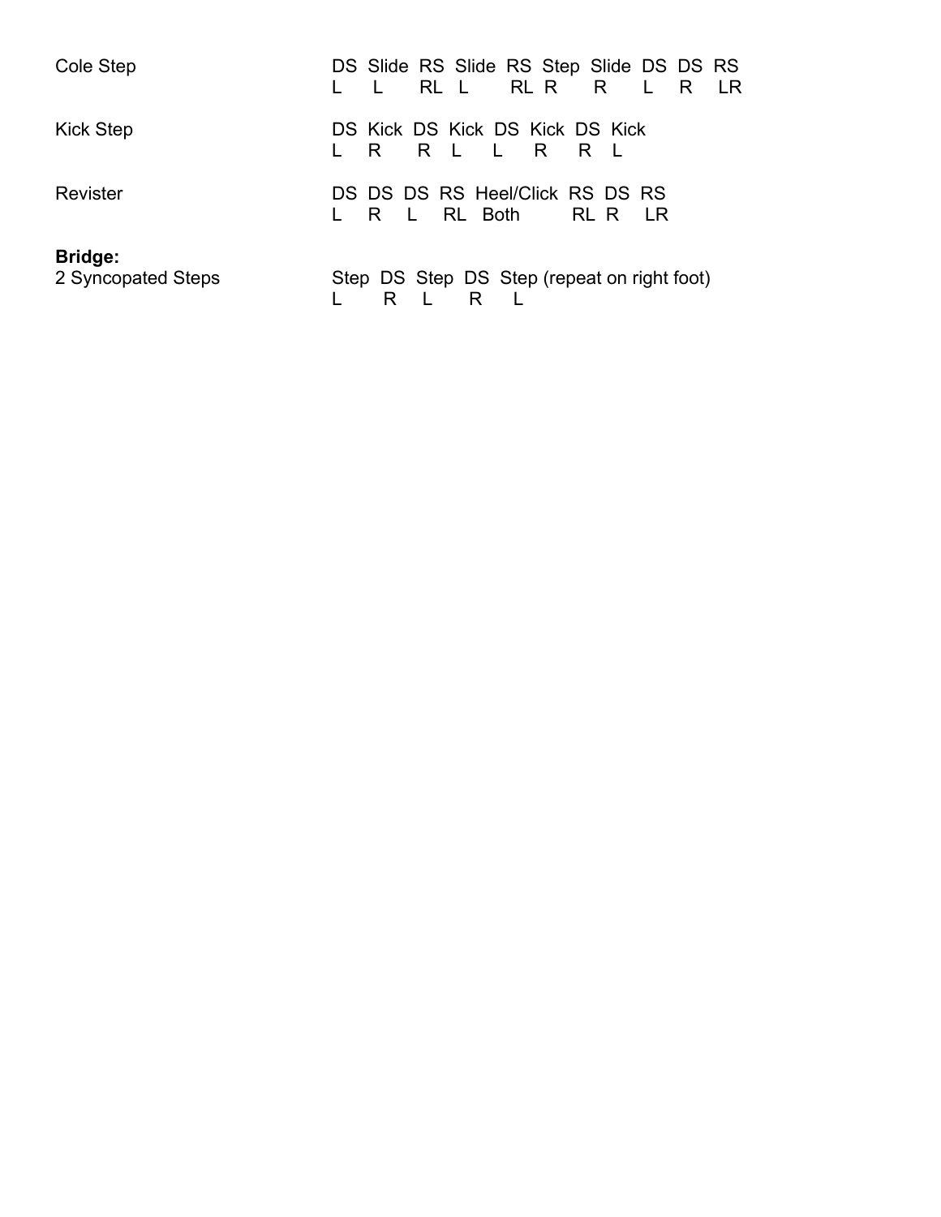| | | |
|---|---|---|
| Cole Step | DS Slide RS Slide RS Step Slide DS DS RS | |
| | L L RL L RL R R L R LR | |
| Kick Step | DS Kick DS Kick DS Kick DS Kick | |
| | L R R L L R R L | |
| Revister | DS DS DS RS Heel/Click RS DS RS | |
| | L R L RL Both RL R LR | |

**Bridge:**

| | |
|---|---|
| 2 Syncopated Steps | Step DS Step DS Step (repeat on right foot) |
| | L R L R L |